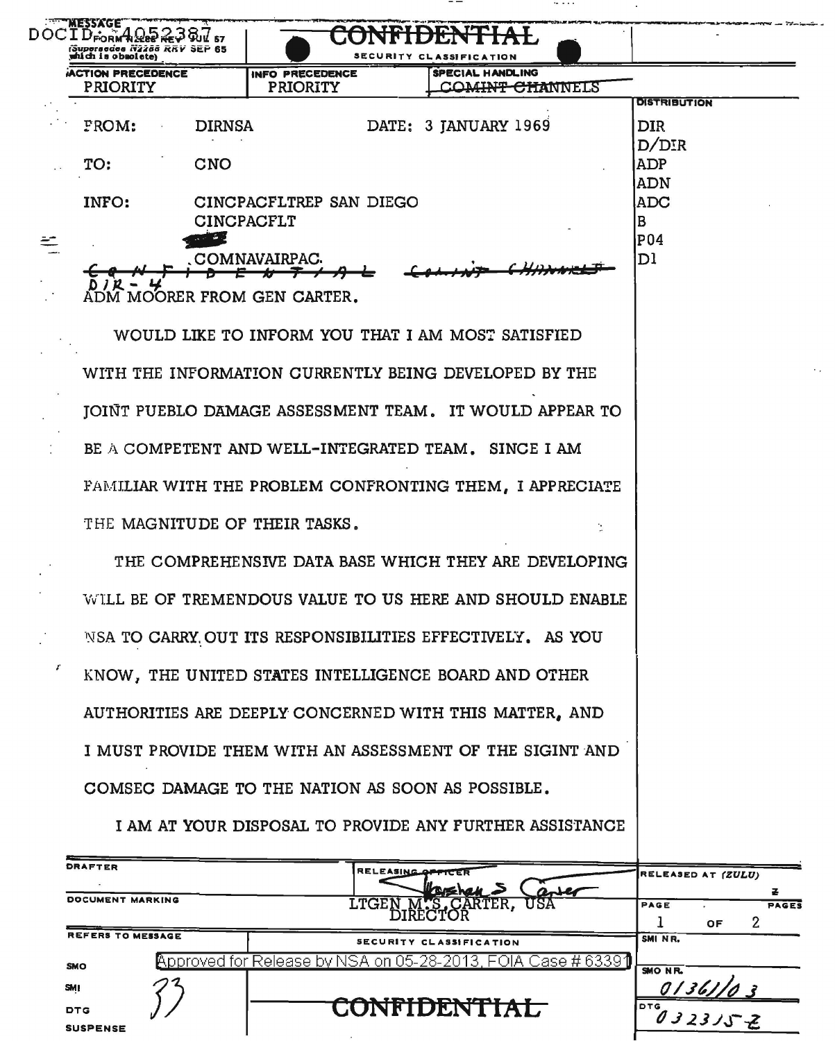DOCID: 4052387

MESSAGE
FORM N2288 REV JUL 57
(Supersedes N2288 RRV SEP 65 which is obsolete)

**CONFIDENTIAL**

SECURITY CLASSIFICATION

| ACTION PRECEDENCE | INFO PRECEDENCE | SPECIAL HANDLING |
|---|---|---|
| PRIORITY | PRIORITY | ~~COMINT CHANNELS~~ |

FROM: DIRNSA DATE: 3 JANUARY 1969

TO: CNO

INFO: CINCPACFLTREP SAN DIEGO
CINCPACFLT
[redacted]
COMNAVAIRPAC.

DISTRIBUTION
DIR
D/DIR
ADP
ADN
ADC
B
P04
D1

~~C O N F I D E N T I A L~~ ~~COMINT CHANNELS~~

DIR - 4

ADM MOORER FROM GEN CARTER.

WOULD LIKE TO INFORM YOU THAT I AM MOST SATISFIED WITH THE INFORMATION CURRENTLY BEING DEVELOPED BY THE JOINT PUEBLO DAMAGE ASSESSMENT TEAM. IT WOULD APPEAR TO BE A COMPETENT AND WELL-INTEGRATED TEAM. SINCE I AM FAMILIAR WITH THE PROBLEM CONFRONTING THEM, I APPRECIATE THE MAGNITUDE OF THEIR TASKS.

THE COMPREHENSIVE DATA BASE WHICH THEY ARE DEVELOPING WILL BE OF TREMENDOUS VALUE TO US HERE AND SHOULD ENABLE NSA TO CARRY OUT ITS RESPONSIBILITIES EFFECTIVELY. AS YOU KNOW, THE UNITED STATES INTELLIGENCE BOARD AND OTHER AUTHORITIES ARE DEEPLY CONCERNED WITH THIS MATTER, AND I MUST PROVIDE THEM WITH AN ASSESSMENT OF THE SIGINT AND COMSEC DAMAGE TO THE NATION AS SOON AS POSSIBLE.

I AM AT YOUR DISPOSAL TO PROVIDE ANY FURTHER ASSISTANCE

| DRAFTER | RELEASING OFFICER | RELEASED AT (ZULU) |
|---|---|---|
| DOCUMENT MARKING | Marshall S Carter<br>LTGEN M. S. CARTER, USA<br>DIRECTOR | PAGE 1 OF 2 PAGES |
| REFERS TO MESSAGE | SECURITY CLASSIFICATION | SMI NR. |
| SMO | | SMO NR. 01361/03 |
| SMI 33 | | |
| DTG | **CONFIDENTIAL** | DTG 032315Z |
| SUSPENSE | | |

Approved for Release by NSA on 05-28-2013, FOIA Case # 63391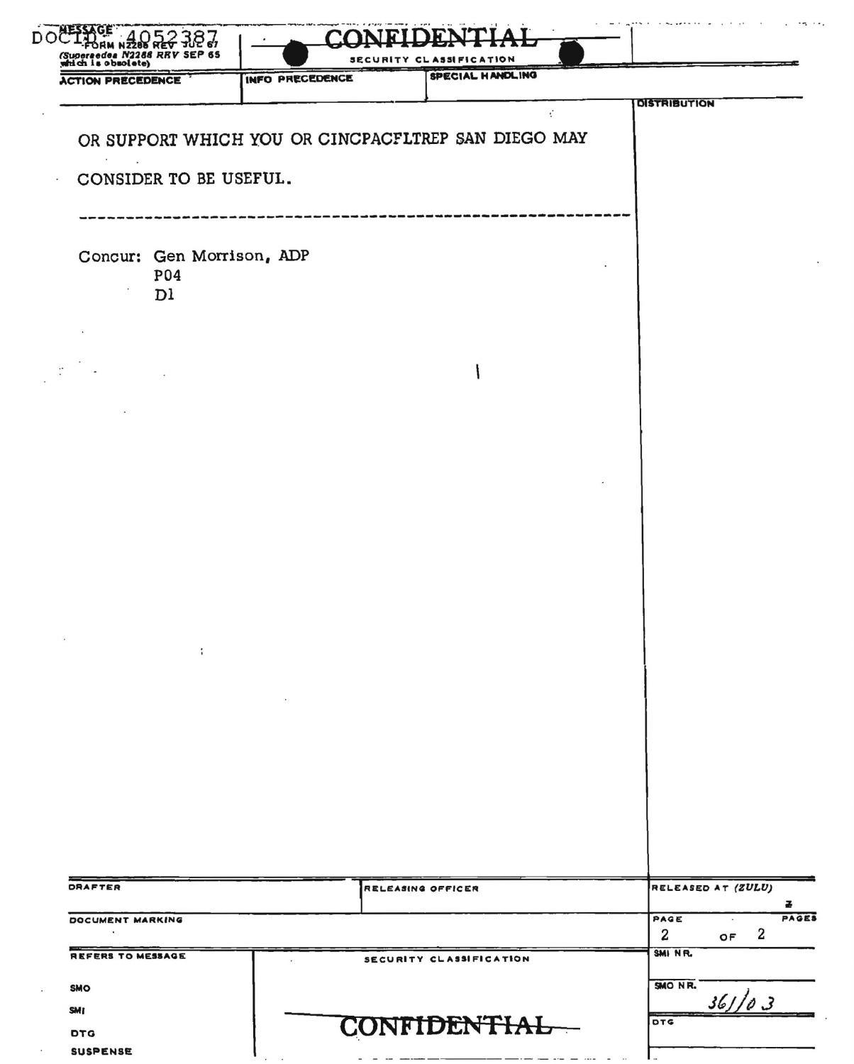DOCID: 4052387

MESSAGE FORM N2286 REV JUL 67 (Supersedes N2286 RRV SEP 65 which is obsolete)

**CONFIDENTIAL**

SECURITY CLASSIFICATION

| ACTION PRECEDENCE | INFO PRECEDENCE | SPECIAL HANDLING |
|---|---|---|

DISTRIBUTION

OR SUPPORT WHICH YOU OR CINCPACFLTREP SAN DIEGO MAY CONSIDER TO BE USEFUL.

---

Concur: Gen Morrison, ADP
P04
D1

| DRAFTER | RELEASING OFFICER | RELEASED AT (ZULU) Z |
|---|---|---|
| DOCUMENT MARKING | | PAGE 2 OF 2 PAGES |
| REFERS TO MESSAGE | SECURITY CLASSIFICATION | SMI NR. |
| SMO | | SMO NR. 361/03 |
| SMI | | |
| DTG | CONFIDENTIAL | DTG |
| SUSPENSE | | |